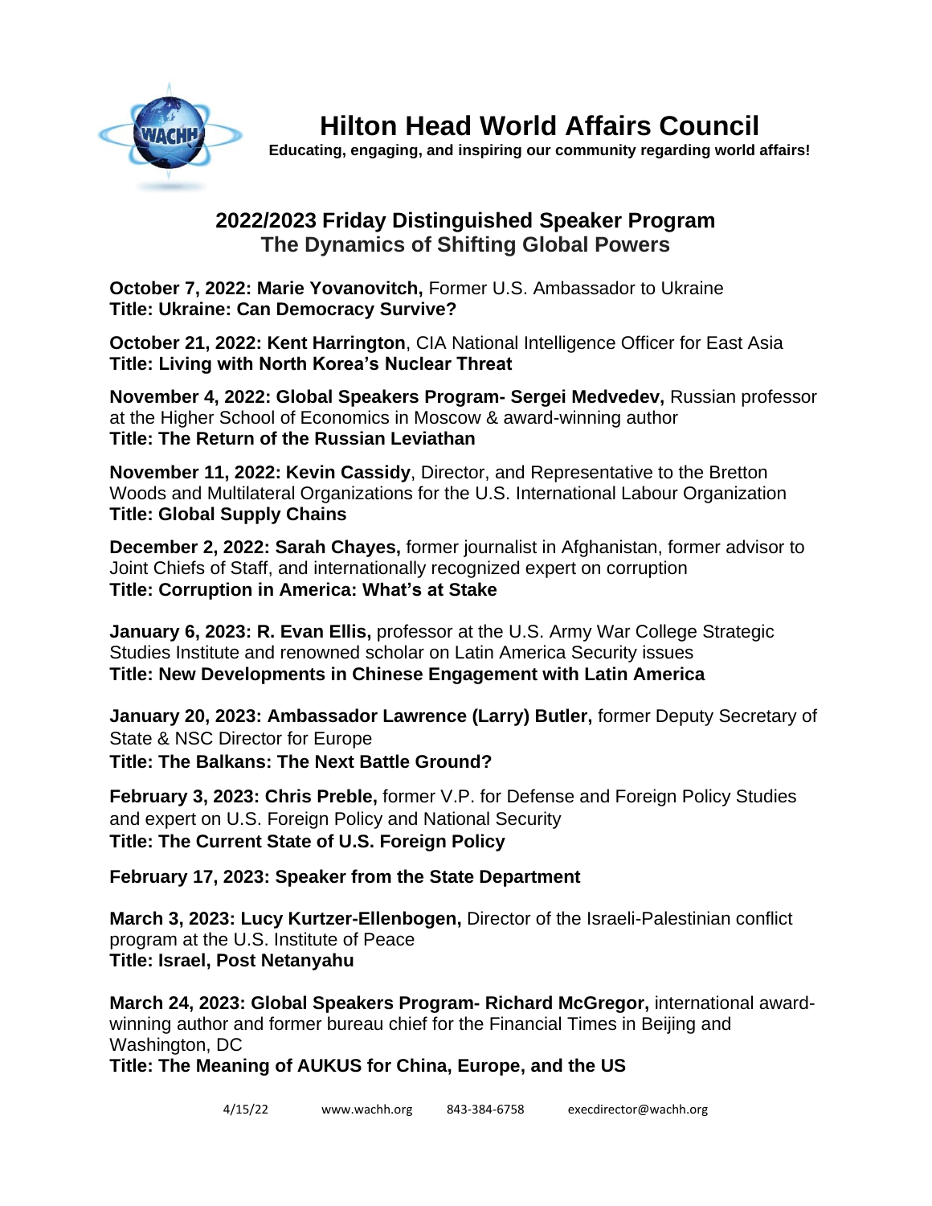# Hilton Head World Affairs Council

**Educating, engaging, and inspiring our community regarding world affairs!**

## 2022/2023 Friday Distinguished Speaker Program
### The Dynamics of Shifting Global Powers

**October 7, 2022: Marie Yovanovitch,** Former U.S. Ambassador to Ukraine
**Title: Ukraine: Can Democracy Survive?**

**October 21, 2022: Kent Harrington**, CIA National Intelligence Officer for East Asia
**Title: Living with North Korea's Nuclear Threat**

**November 4, 2022: Global Speakers Program- Sergei Medvedev,** Russian professor at the Higher School of Economics in Moscow & award-winning author
**Title: The Return of the Russian Leviathan**

**November 11, 2022: Kevin Cassidy**, Director, and Representative to the Bretton Woods and Multilateral Organizations for the U.S. International Labour Organization
**Title: Global Supply Chains**

**December 2, 2022: Sarah Chayes,** former journalist in Afghanistan, former advisor to Joint Chiefs of Staff, and internationally recognized expert on corruption
**Title: Corruption in America: What's at Stake**

**January 6, 2023: R. Evan Ellis,** professor at the U.S. Army War College Strategic Studies Institute and renowned scholar on Latin America Security issues
**Title: New Developments in Chinese Engagement with Latin America**

**January 20, 2023: Ambassador Lawrence (Larry) Butler,** former Deputy Secretary of State & NSC Director for Europe
**Title: The Balkans: The Next Battle Ground?**

**February 3, 2023: Chris Preble,** former V.P. for Defense and Foreign Policy Studies and expert on U.S. Foreign Policy and National Security
**Title: The Current State of U.S. Foreign Policy**

**February 17, 2023: Speaker from the State Department**

**March 3, 2023: Lucy Kurtzer-Ellenbogen,** Director of the Israeli-Palestinian conflict program at the U.S. Institute of Peace
**Title: Israel, Post Netanyahu**

**March 24, 2023: Global Speakers Program- Richard McGregor,** international award-winning author and former bureau chief for the Financial Times in Beijing and Washington, DC
**Title: The Meaning of AUKUS for China, Europe, and the US**

4/15/22 www.wachh.org 843-384-6758 execdirector@wachh.org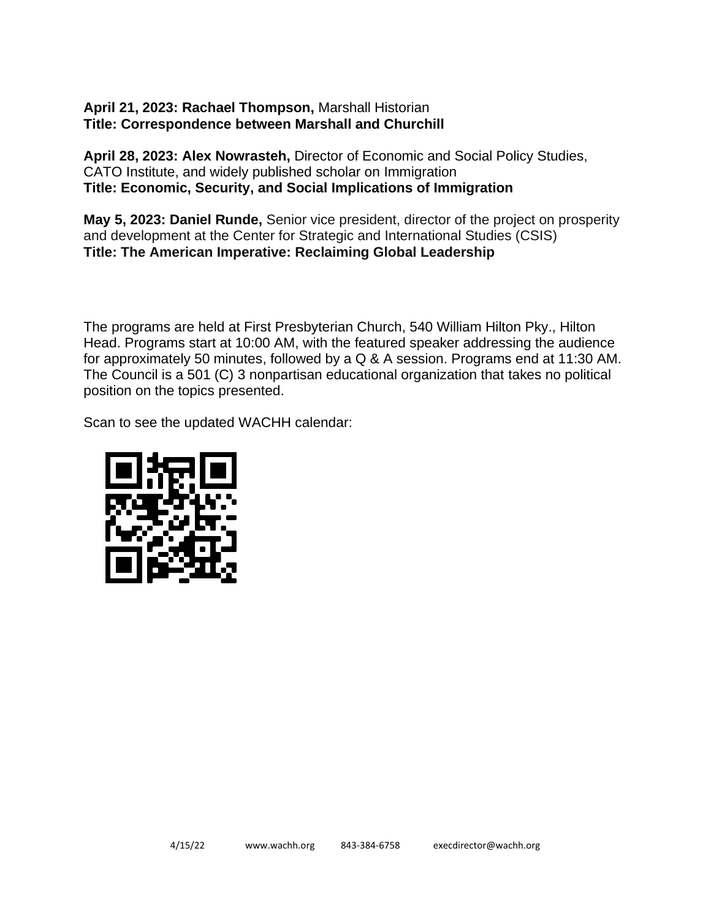**April 21, 2023: Rachael Thompson,** Marshall Historian
**Title: Correspondence between Marshall and Churchill**

**April 28, 2023: Alex Nowrasteh,** Director of Economic and Social Policy Studies, CATO Institute, and widely published scholar on Immigration
**Title: Economic, Security, and Social Implications of Immigration**

**May 5, 2023: Daniel Runde,** Senior vice president, director of the project on prosperity and development at the Center for Strategic and International Studies (CSIS)
**Title: The American Imperative: Reclaiming Global Leadership**

The programs are held at First Presbyterian Church, 540 William Hilton Pky., Hilton Head. Programs start at 10:00 AM, with the featured speaker addressing the audience for approximately 50 minutes, followed by a Q & A session. Programs end at 11:30 AM. The Council is a 501 (C) 3 nonpartisan educational organization that takes no political position on the topics presented.

Scan to see the updated WACHH calendar:

4/15/22 www.wachh.org 843-384-6758 execdirector@wachh.org